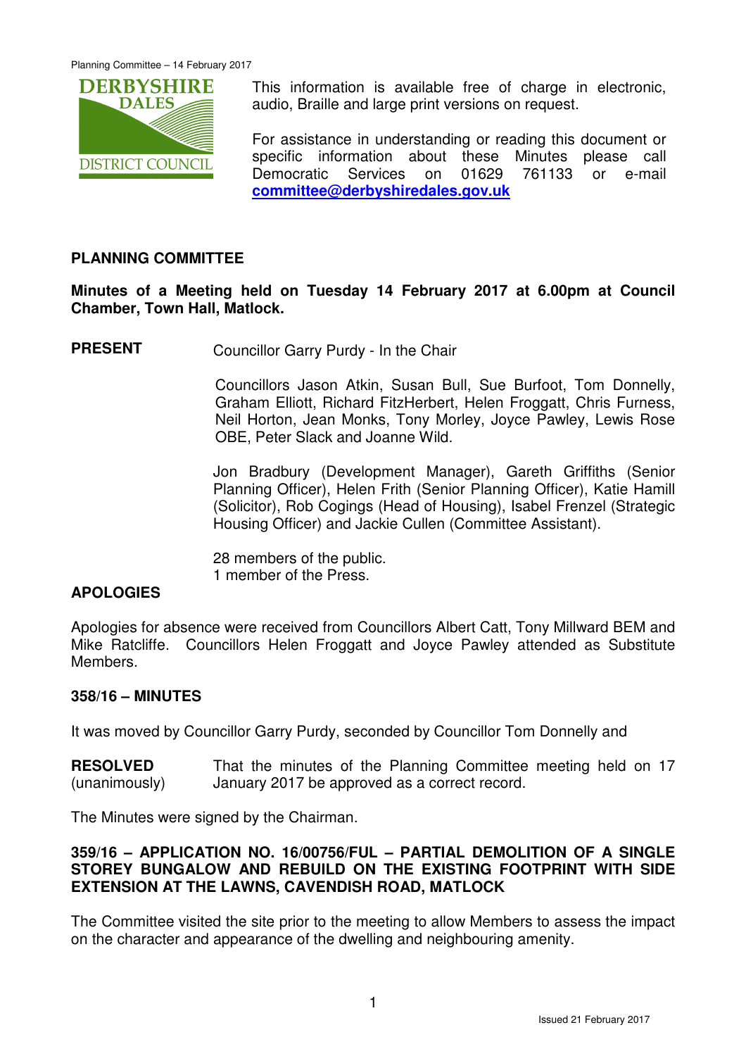This information is available free of charge in electronic, audio, Braille and large print versions on request.

For assistance in understanding or reading this document or specific information about these Minutes please call Democratic Services on 01629 761133 or e-mail **committee@derbyshiredales.gov.uk**

## PLANNING COMMITTEE

**Minutes of a Meeting held on Tuesday 14 February 2017 at 6.00pm at Council Chamber, Town Hall, Matlock.**

**PRESENT** Councillor Garry Purdy - In the Chair

Councillors Jason Atkin, Susan Bull, Sue Burfoot, Tom Donnelly, Graham Elliott, Richard FitzHerbert, Helen Froggatt, Chris Furness, Neil Horton, Jean Monks, Tony Morley, Joyce Pawley, Lewis Rose OBE, Peter Slack and Joanne Wild.

Jon Bradbury (Development Manager), Gareth Griffiths (Senior Planning Officer), Helen Frith (Senior Planning Officer), Katie Hamill (Solicitor), Rob Cogings (Head of Housing), Isabel Frenzel (Strategic Housing Officer) and Jackie Cullen (Committee Assistant).

28 members of the public.
1 member of the Press.

**APOLOGIES**

Apologies for absence were received from Councillors Albert Catt, Tony Millward BEM and Mike Ratcliffe. Councillors Helen Froggatt and Joyce Pawley attended as Substitute Members.

**358/16 – MINUTES**

It was moved by Councillor Garry Purdy, seconded by Councillor Tom Donnelly and

**RESOLVED** (unanimously) That the minutes of the Planning Committee meeting held on 17 January 2017 be approved as a correct record.

The Minutes were signed by the Chairman.

**359/16 – APPLICATION NO. 16/00756/FUL – PARTIAL DEMOLITION OF A SINGLE STOREY BUNGALOW AND REBUILD ON THE EXISTING FOOTPRINT WITH SIDE EXTENSION AT THE LAWNS, CAVENDISH ROAD, MATLOCK**

The Committee visited the site prior to the meeting to allow Members to assess the impact on the character and appearance of the dwelling and neighbouring amenity.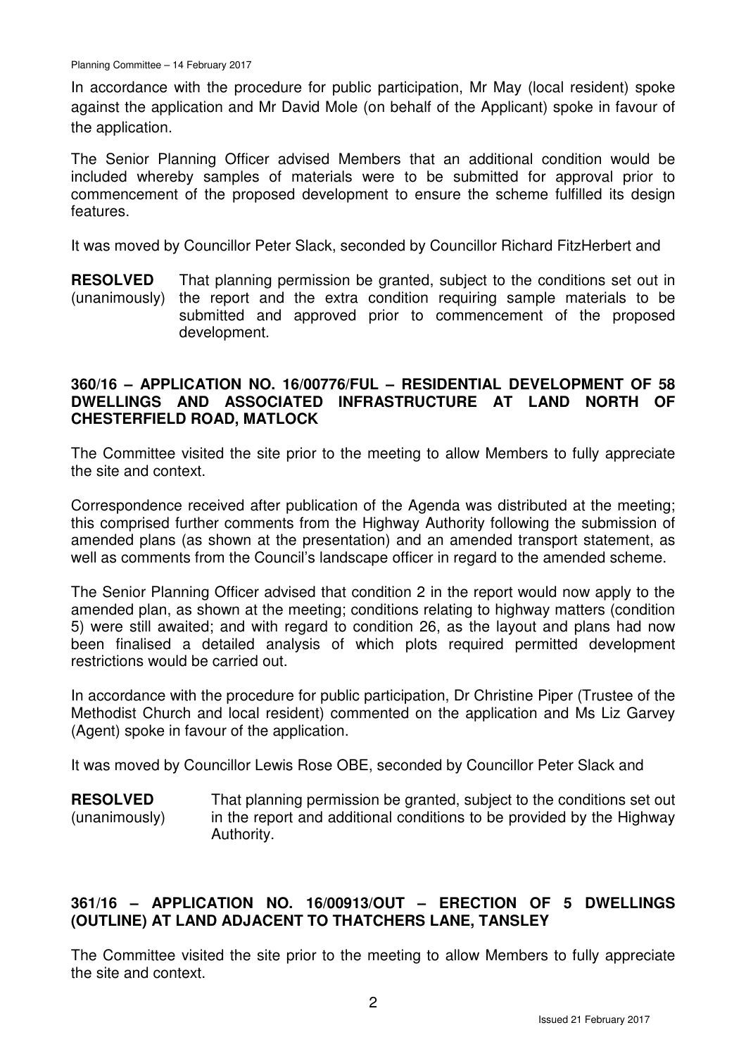In accordance with the procedure for public participation, Mr May (local resident) spoke against the application and Mr David Mole (on behalf of the Applicant) spoke in favour of the application.

The Senior Planning Officer advised Members that an additional condition would be included whereby samples of materials were to be submitted for approval prior to commencement of the proposed development to ensure the scheme fulfilled its design features.

It was moved by Councillor Peter Slack, seconded by Councillor Richard FitzHerbert and

**RESOLVED** (unanimously) That planning permission be granted, subject to the conditions set out in the report and the extra condition requiring sample materials to be submitted and approved prior to commencement of the proposed development.

## 360/16 – APPLICATION NO. 16/00776/FUL – RESIDENTIAL DEVELOPMENT OF 58 DWELLINGS AND ASSOCIATED INFRASTRUCTURE AT LAND NORTH OF CHESTERFIELD ROAD, MATLOCK

The Committee visited the site prior to the meeting to allow Members to fully appreciate the site and context.

Correspondence received after publication of the Agenda was distributed at the meeting; this comprised further comments from the Highway Authority following the submission of amended plans (as shown at the presentation) and an amended transport statement, as well as comments from the Council's landscape officer in regard to the amended scheme.

The Senior Planning Officer advised that condition 2 in the report would now apply to the amended plan, as shown at the meeting; conditions relating to highway matters (condition 5) were still awaited; and with regard to condition 26, as the layout and plans had now been finalised a detailed analysis of which plots required permitted development restrictions would be carried out.

In accordance with the procedure for public participation, Dr Christine Piper (Trustee of the Methodist Church and local resident) commented on the application and Ms Liz Garvey (Agent) spoke in favour of the application.

It was moved by Councillor Lewis Rose OBE, seconded by Councillor Peter Slack and

**RESOLVED** (unanimously) That planning permission be granted, subject to the conditions set out in the report and additional conditions to be provided by the Highway Authority.

## 361/16 – APPLICATION NO. 16/00913/OUT – ERECTION OF 5 DWELLINGS (OUTLINE) AT LAND ADJACENT TO THATCHERS LANE, TANSLEY

The Committee visited the site prior to the meeting to allow Members to fully appreciate the site and context.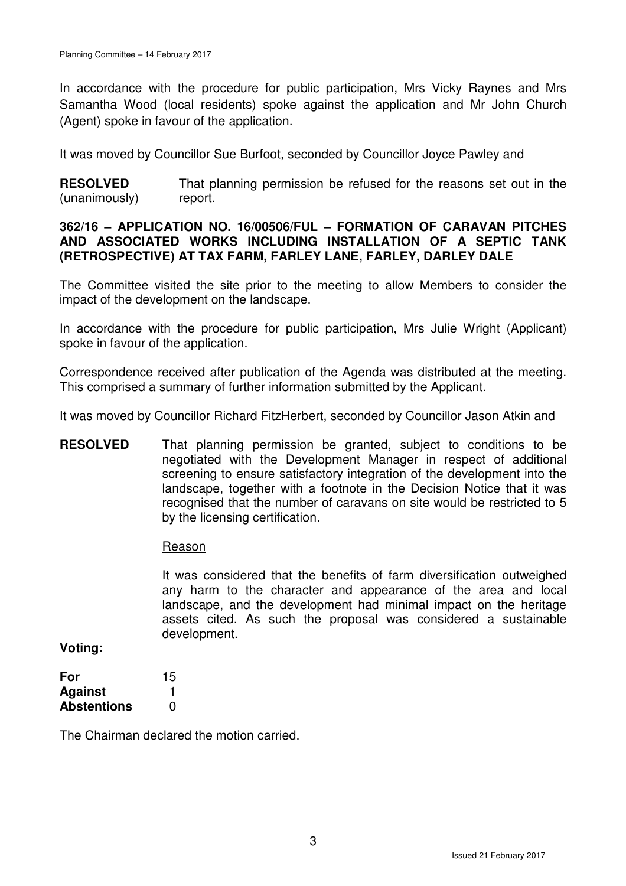In accordance with the procedure for public participation, Mrs Vicky Raynes and Mrs Samantha Wood (local residents) spoke against the application and Mr John Church (Agent) spoke in favour of the application.

It was moved by Councillor Sue Burfoot, seconded by Councillor Joyce Pawley and

**RESOLVED** (unanimously) That planning permission be refused for the reasons set out in the report.

### 362/16 – APPLICATION NO. 16/00506/FUL – FORMATION OF CARAVAN PITCHES AND ASSOCIATED WORKS INCLUDING INSTALLATION OF A SEPTIC TANK (RETROSPECTIVE) AT TAX FARM, FARLEY LANE, FARLEY, DARLEY DALE

The Committee visited the site prior to the meeting to allow Members to consider the impact of the development on the landscape.

In accordance with the procedure for public participation, Mrs Julie Wright (Applicant) spoke in favour of the application.

Correspondence received after publication of the Agenda was distributed at the meeting. This comprised a summary of further information submitted by the Applicant.

It was moved by Councillor Richard FitzHerbert, seconded by Councillor Jason Atkin and

**RESOLVED** That planning permission be granted, subject to conditions to be negotiated with the Development Manager in respect of additional screening to ensure satisfactory integration of the development into the landscape, together with a footnote in the Decision Notice that it was recognised that the number of caravans on site would be restricted to 5 by the licensing certification.

Reason

It was considered that the benefits of farm diversification outweighed any harm to the character and appearance of the area and local landscape, and the development had minimal impact on the heritage assets cited. As such the proposal was considered a sustainable development.

**Voting:**

| | |
|---|---|
| **For** | 15 |
| **Against** | 1 |
| **Abstentions** | 0 |

The Chairman declared the motion carried.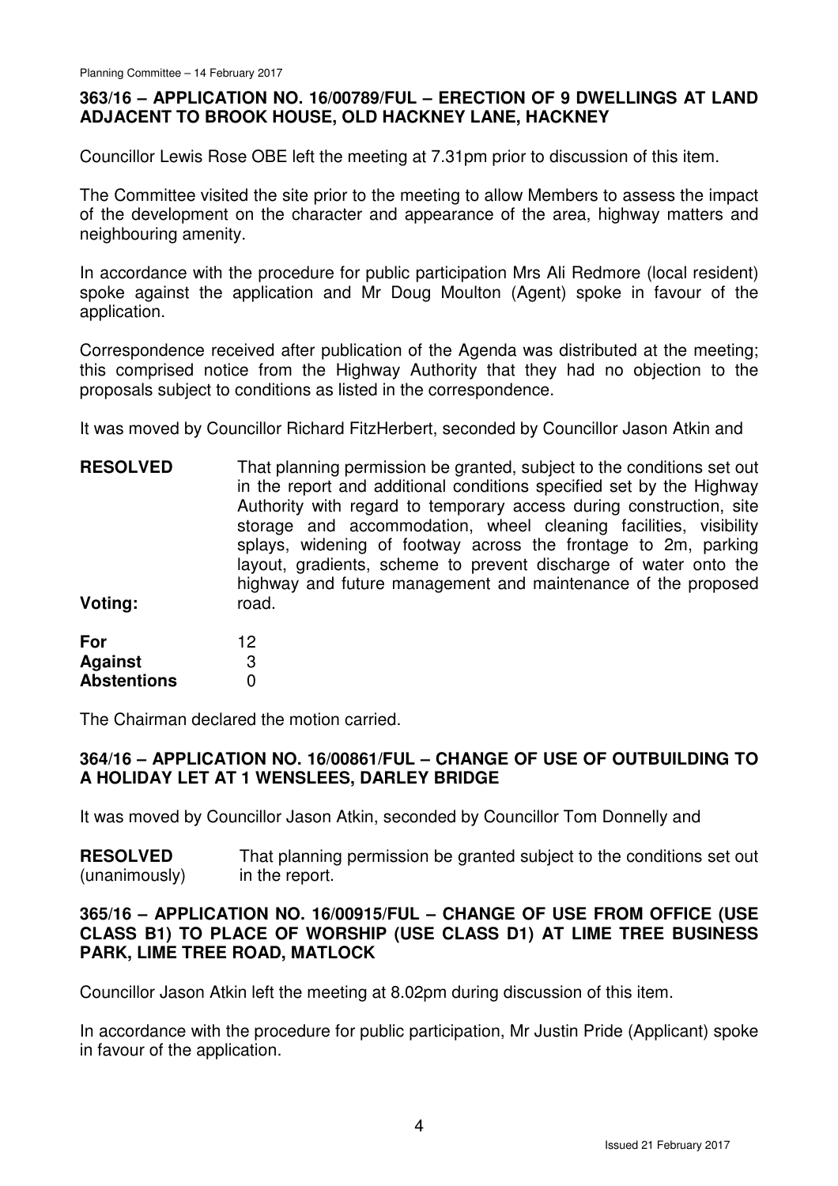### 363/16 – APPLICATION NO. 16/00789/FUL – ERECTION OF 9 DWELLINGS AT LAND ADJACENT TO BROOK HOUSE, OLD HACKNEY LANE, HACKNEY

Councillor Lewis Rose OBE left the meeting at 7.31pm prior to discussion of this item.

The Committee visited the site prior to the meeting to allow Members to assess the impact of the development on the character and appearance of the area, highway matters and neighbouring amenity.

In accordance with the procedure for public participation Mrs Ali Redmore (local resident) spoke against the application and Mr Doug Moulton (Agent) spoke in favour of the application.

Correspondence received after publication of the Agenda was distributed at the meeting; this comprised notice from the Highway Authority that they had no objection to the proposals subject to conditions as listed in the correspondence.

It was moved by Councillor Richard FitzHerbert, seconded by Councillor Jason Atkin and

**RESOLVED** That planning permission be granted, subject to the conditions set out in the report and additional conditions specified set by the Highway Authority with regard to temporary access during construction, site storage and accommodation, wheel cleaning facilities, visibility splays, widening of footway across the frontage to 2m, parking layout, gradients, scheme to prevent discharge of water onto the highway and future management and maintenance of the proposed road.

**Voting:**

| | |
|---|---|
| **For** | 12 |
| **Against** | 3 |
| **Abstentions** | 0 |

The Chairman declared the motion carried.

### 364/16 – APPLICATION NO. 16/00861/FUL – CHANGE OF USE OF OUTBUILDING TO A HOLIDAY LET AT 1 WENSLEES, DARLEY BRIDGE

It was moved by Councillor Jason Atkin, seconded by Councillor Tom Donnelly and

**RESOLVED** (unanimously) That planning permission be granted subject to the conditions set out in the report.

### 365/16 – APPLICATION NO. 16/00915/FUL – CHANGE OF USE FROM OFFICE (USE CLASS B1) TO PLACE OF WORSHIP (USE CLASS D1) AT LIME TREE BUSINESS PARK, LIME TREE ROAD, MATLOCK

Councillor Jason Atkin left the meeting at 8.02pm during discussion of this item.

In accordance with the procedure for public participation, Mr Justin Pride (Applicant) spoke in favour of the application.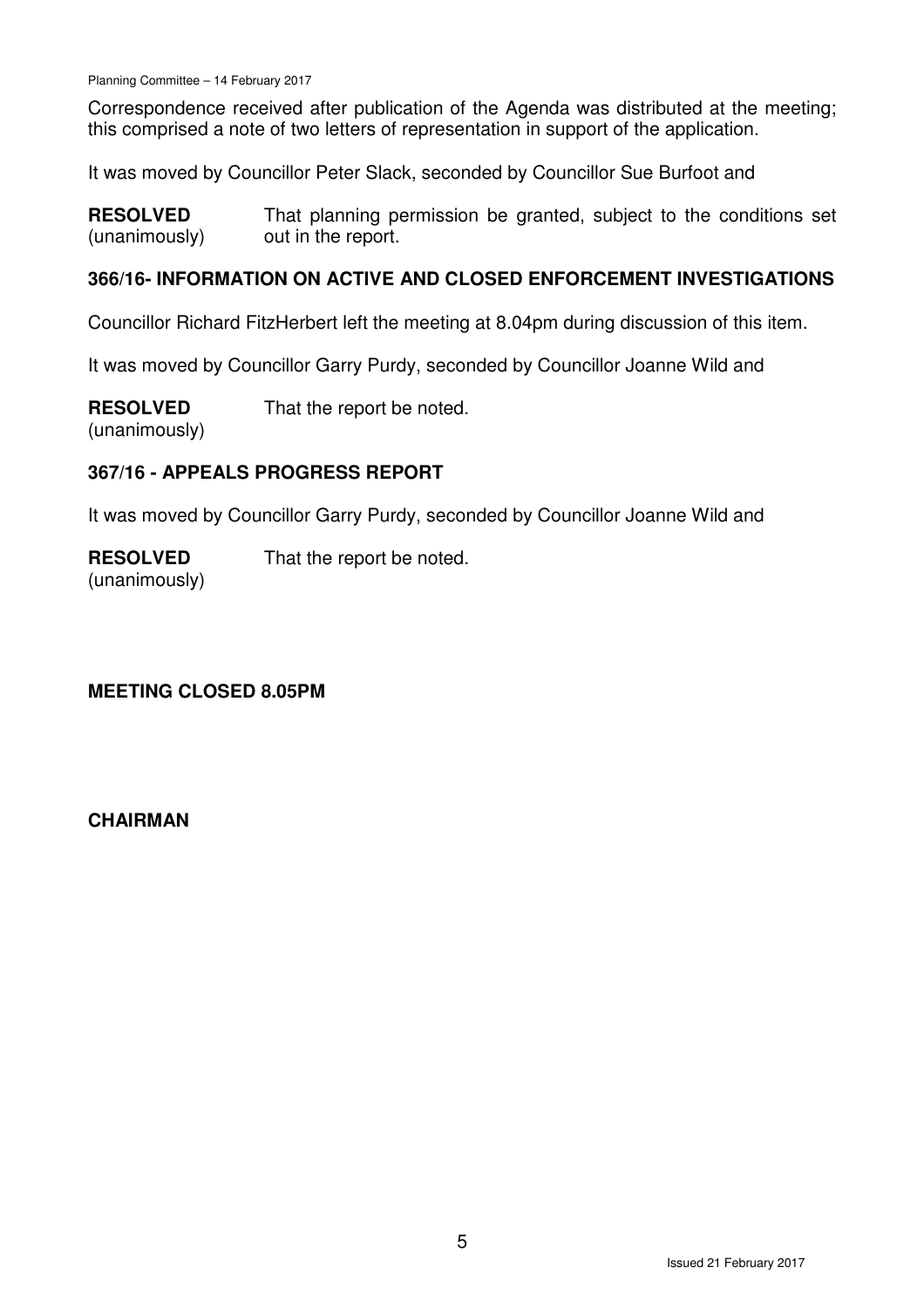Correspondence received after publication of the Agenda was distributed at the meeting; this comprised a note of two letters of representation in support of the application.

It was moved by Councillor Peter Slack, seconded by Councillor Sue Burfoot and

**RESOLVED** (unanimously) That planning permission be granted, subject to the conditions set out in the report.

## 366/16- INFORMATION ON ACTIVE AND CLOSED ENFORCEMENT INVESTIGATIONS

Councillor Richard FitzHerbert left the meeting at 8.04pm during discussion of this item.

It was moved by Councillor Garry Purdy, seconded by Councillor Joanne Wild and

**RESOLVED** (unanimously) That the report be noted.

## 367/16 - APPEALS PROGRESS REPORT

It was moved by Councillor Garry Purdy, seconded by Councillor Joanne Wild and

**RESOLVED** (unanimously) That the report be noted.

**MEETING CLOSED 8.05PM**

**CHAIRMAN**

Issued 21 February 2017